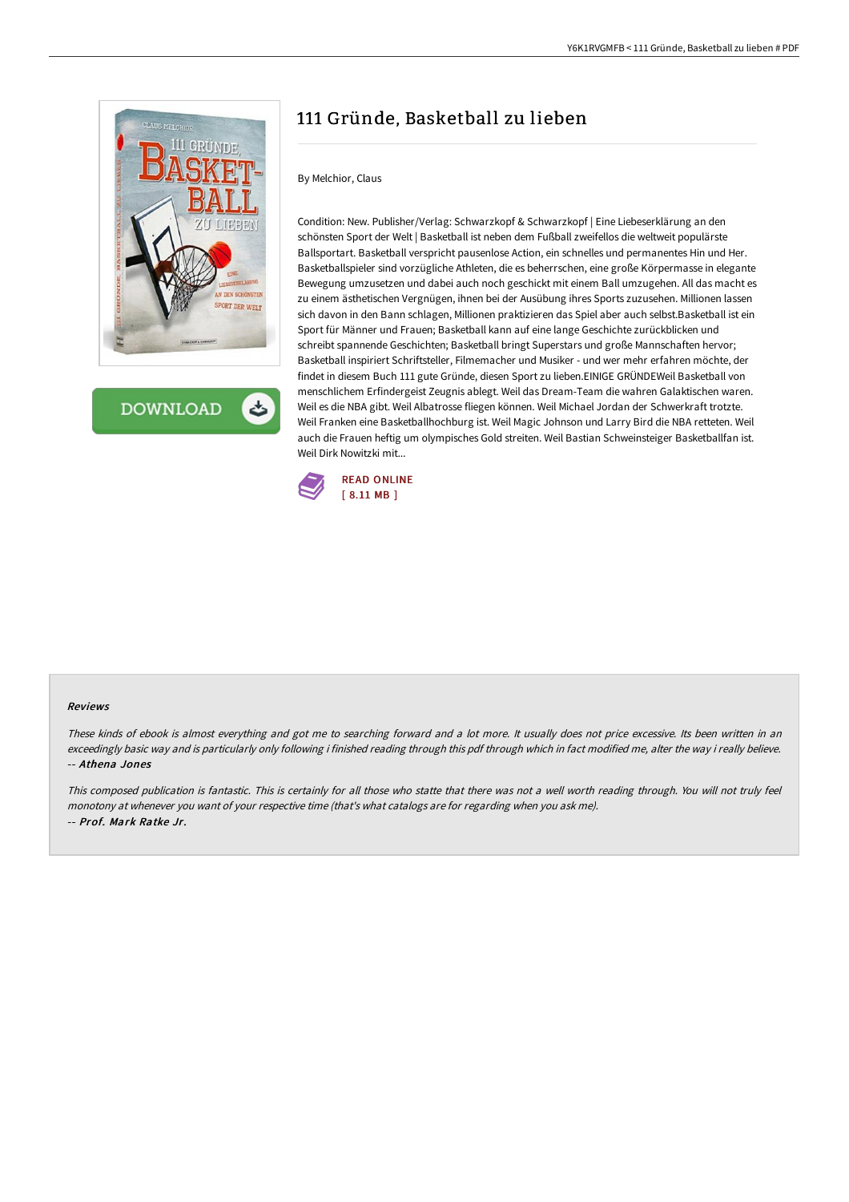# 111 Gründe, Basketball zu lieben

By Melchior, Claus

Condition: New. Publisher/Verlag: Schwarzkopf & Schwarzkopf | Eine Liebeserklärung an den schönsten Sport der Welt | Basketball ist neben dem Fußball zweifellos die weltweit populärste Ballsportart. Basketball verspricht pausenlose Action, ein schnelles und permanentes Hin und Her. Basketballspieler sind vorzügliche Athleten, die es beherrschen, eine große Körpermasse in elegante Bewegung umzusetzen und dabei auch noch geschickt mit einem Ball umzugehen. All das macht es zu einem ästhetischen Vergnügen, ihnen bei der Ausübung ihres Sports zuzusehen. Millionen lassen sich davon in den Bann schlagen, Millionen praktizieren das Spiel aber auch selbst.Basketball ist ein Sport für Männer und Frauen; Basketball kann auf eine lange Geschichte zurückblicken und schreibt spannende Geschichten; Basketball bringt Superstars und große Mannschaften hervor; Basketball inspiriert Schriftsteller, Filmemacher und Musiker - und wer mehr erfahren möchte, der findet in diesem Buch 111 gute Gründe, diesen Sport zu lieben.EINIGE GRÜNDEWeil Basketball von menschlichem Erfindergeist Zeugnis ablegt. Weil das Dream-Team die wahren Galaktischen waren. Weil es die NBA gibt. Weil Albatrosse fliegen können. Weil Michael Jordan der Schwerkraft trotzte. Weil Franken eine Basketballhochburg ist. Weil Magic Johnson und Larry Bird die NBA retteten. Weil auch die Frauen heftig um olympisches Gold streiten. Weil Bastian Schweinsteiger Basketballfan ist. Weil Dirk Nowitzki mit...

READ ONLINE
[ 8.11 MB ]

### Reviews

*These kinds of ebook is almost everything and got me to searching forward and a lot more. It usually does not price excessive. Its been written in an exceedingly basic way and is particularly only following i finished reading through this pdf through which in fact modified me, alter the way i really believe.*
*-- **Athena Jones***

*This composed publication is fantastic. This is certainly for all those who statte that there was not a well worth reading through. You will not truly feel monotony at whenever you want of your respective time (that's what catalogs are for regarding when you ask me).*
*-- **Prof. Mark Ratke Jr.***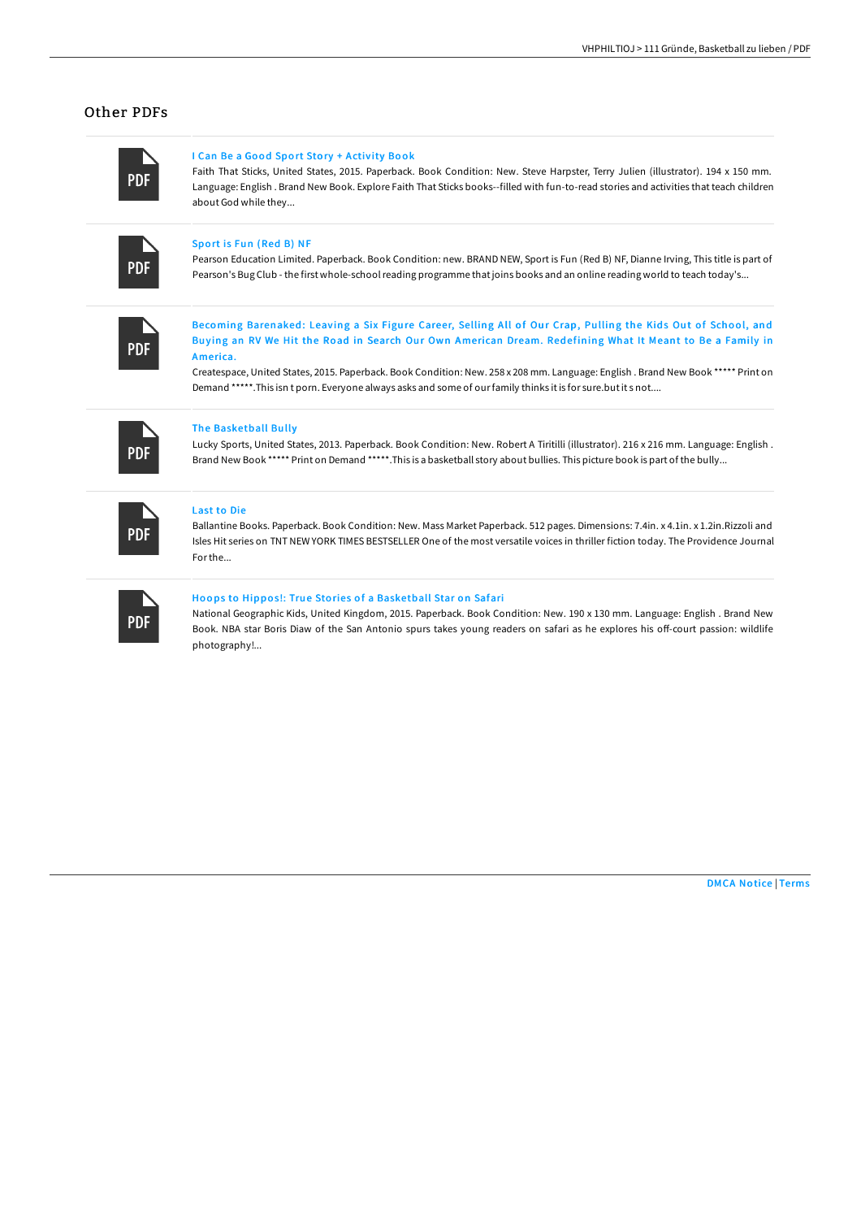## Other PDFs

### I Can Be a Good Sport Story + Activity Book

Faith That Sticks, United States, 2015. Paperback. Book Condition: New. Steve Harpster, Terry Julien (illustrator). 194 x 150 mm. Language: English . Brand New Book. Explore Faith That Sticks books--filled with fun-to-read stories and activities that teach children about God while they...

### Sport is Fun (Red B) NF

Pearson Education Limited. Paperback. Book Condition: new. BRAND NEW, Sport is Fun (Red B) NF, Dianne Irving, This title is part of Pearson's Bug Club - the first whole-school reading programme that joins books and an online reading world to teach today's...

### Becoming Barenaked: Leaving a Six Figure Career, Selling All of Our Crap, Pulling the Kids Out of School, and Buying an RV We Hit the Road in Search Our Own American Dream. Redefining What It Meant to Be a Family in America.

Createspace, United States, 2015. Paperback. Book Condition: New. 258 x 208 mm. Language: English . Brand New Book ***** Print on Demand *****.This isn t porn. Everyone always asks and some of our family thinks it is for sure.but it s not....

### The Basketball Bully

Lucky Sports, United States, 2013. Paperback. Book Condition: New. Robert A Tiritilli (illustrator). 216 x 216 mm. Language: English . Brand New Book ***** Print on Demand *****.This is a basketball story about bullies. This picture book is part of the bully...

### Last to Die

Ballantine Books. Paperback. Book Condition: New. Mass Market Paperback. 512 pages. Dimensions: 7.4in. x 4.1in. x 1.2in.Rizzoli and Isles Hit series on TNT NEW YORK TIMES BESTSELLER One of the most versatile voices in thriller fiction today. The Providence Journal For the...

### Hoops to Hippos!: True Stories of a Basketball Star on Safari

National Geographic Kids, United Kingdom, 2015. Paperback. Book Condition: New. 190 x 130 mm. Language: English . Brand New Book. NBA star Boris Diaw of the San Antonio spurs takes young readers on safari as he explores his off-court passion: wildlife photography!...